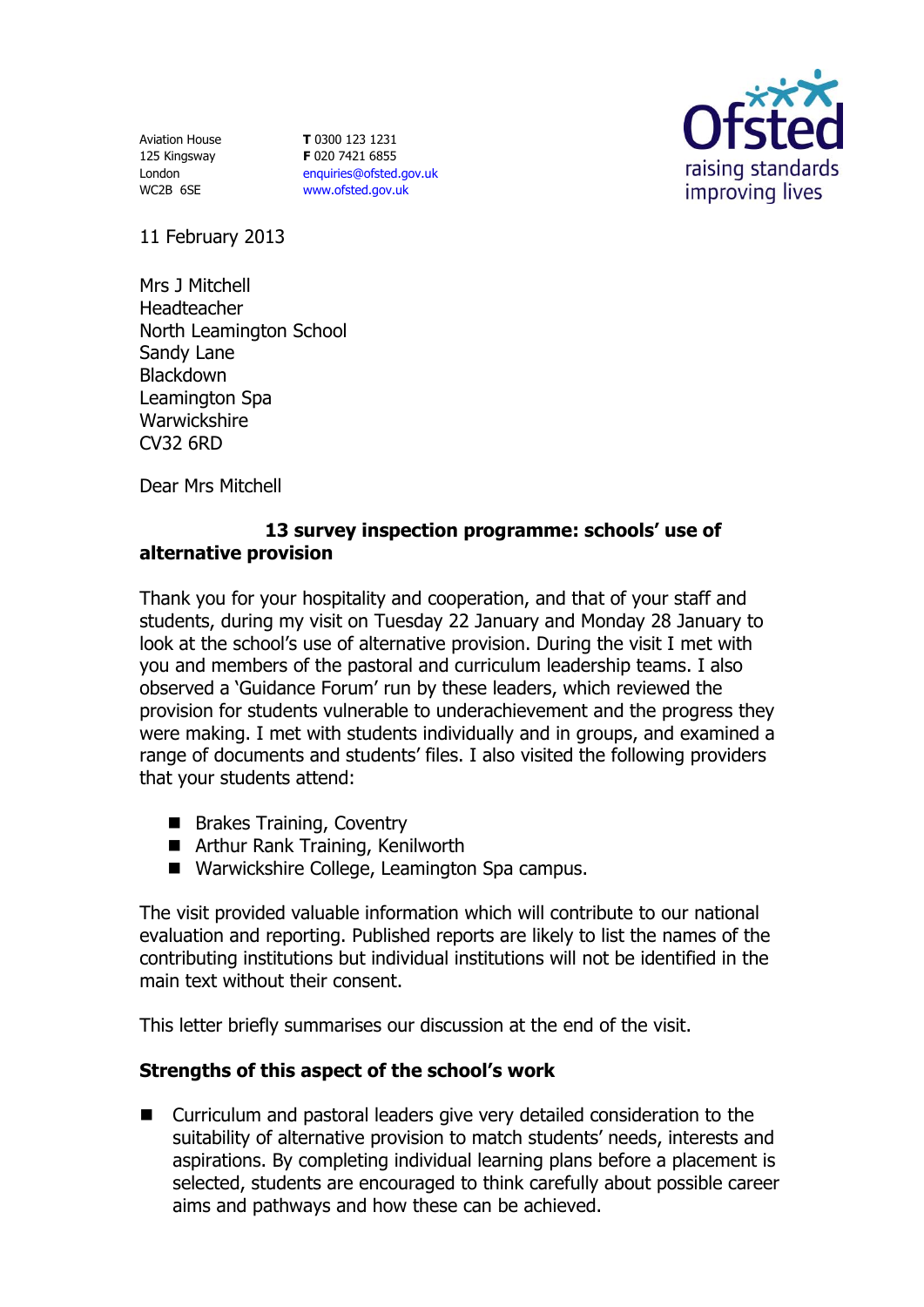Aviation House
125 Kingsway
London
WC2B 6SE

**T** 0300 123 1231
**F** 020 7421 6855
enquiries@ofsted.gov.uk
www.ofsted.gov.uk

Ofsted
raising standards
improving lives

11 February 2013

Mrs J Mitchell
Headteacher
North Leamington School
Sandy Lane
Blackdown
Leamington Spa
Warwickshire
CV32 6RD

Dear Mrs Mitchell

**13 survey inspection programme: schools' use of alternative provision**

Thank you for your hospitality and cooperation, and that of your staff and students, during my visit on Tuesday 22 January and Monday 28 January to look at the school's use of alternative provision. During the visit I met with you and members of the pastoral and curriculum leadership teams. I also observed a 'Guidance Forum' run by these leaders, which reviewed the provision for students vulnerable to underachievement and the progress they were making. I met with students individually and in groups, and examined a range of documents and students' files. I also visited the following providers that your students attend:

- Brakes Training, Coventry
- Arthur Rank Training, Kenilworth
- Warwickshire College, Leamington Spa campus.

The visit provided valuable information which will contribute to our national evaluation and reporting. Published reports are likely to list the names of the contributing institutions but individual institutions will not be identified in the main text without their consent.

This letter briefly summarises our discussion at the end of the visit.

**Strengths of this aspect of the school's work**

- Curriculum and pastoral leaders give very detailed consideration to the suitability of alternative provision to match students' needs, interests and aspirations. By completing individual learning plans before a placement is selected, students are encouraged to think carefully about possible career aims and pathways and how these can be achieved.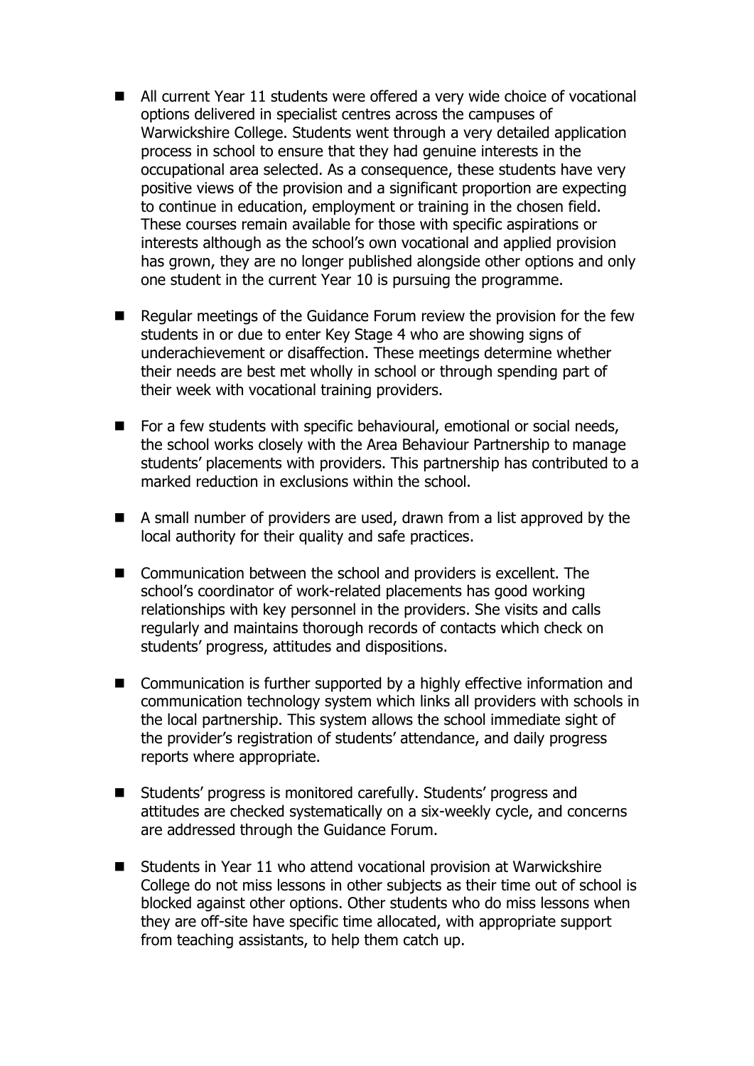- All current Year 11 students were offered a very wide choice of vocational options delivered in specialist centres across the campuses of Warwickshire College. Students went through a very detailed application process in school to ensure that they had genuine interests in the occupational area selected. As a consequence, these students have very positive views of the provision and a significant proportion are expecting to continue in education, employment or training in the chosen field. These courses remain available for those with specific aspirations or interests although as the school's own vocational and applied provision has grown, they are no longer published alongside other options and only one student in the current Year 10 is pursuing the programme.

- Regular meetings of the Guidance Forum review the provision for the few students in or due to enter Key Stage 4 who are showing signs of underachievement or disaffection. These meetings determine whether their needs are best met wholly in school or through spending part of their week with vocational training providers.

- For a few students with specific behavioural, emotional or social needs, the school works closely with the Area Behaviour Partnership to manage students' placements with providers. This partnership has contributed to a marked reduction in exclusions within the school.

- A small number of providers are used, drawn from a list approved by the local authority for their quality and safe practices.

- Communication between the school and providers is excellent. The school's coordinator of work-related placements has good working relationships with key personnel in the providers. She visits and calls regularly and maintains thorough records of contacts which check on students' progress, attitudes and dispositions.

- Communication is further supported by a highly effective information and communication technology system which links all providers with schools in the local partnership. This system allows the school immediate sight of the provider's registration of students' attendance, and daily progress reports where appropriate.

- Students' progress is monitored carefully. Students' progress and attitudes are checked systematically on a six-weekly cycle, and concerns are addressed through the Guidance Forum.

- Students in Year 11 who attend vocational provision at Warwickshire College do not miss lessons in other subjects as their time out of school is blocked against other options. Other students who do miss lessons when they are off-site have specific time allocated, with appropriate support from teaching assistants, to help them catch up.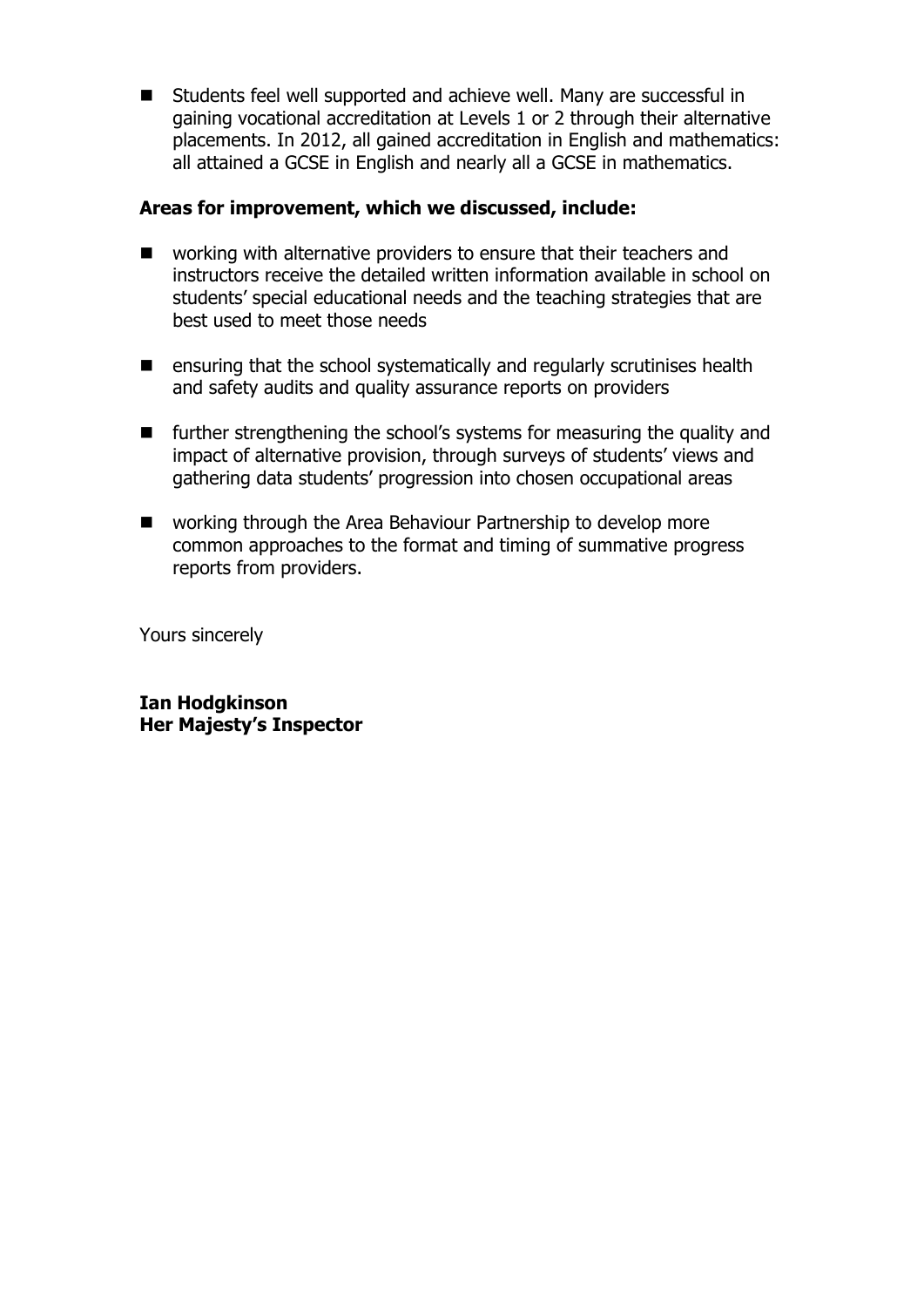- Students feel well supported and achieve well. Many are successful in gaining vocational accreditation at Levels 1 or 2 through their alternative placements. In 2012, all gained accreditation in English and mathematics: all attained a GCSE in English and nearly all a GCSE in mathematics.

**Areas for improvement, which we discussed, include:**

- working with alternative providers to ensure that their teachers and instructors receive the detailed written information available in school on students' special educational needs and the teaching strategies that are best used to meet those needs
- ensuring that the school systematically and regularly scrutinises health and safety audits and quality assurance reports on providers
- further strengthening the school's systems for measuring the quality and impact of alternative provision, through surveys of students' views and gathering data students' progression into chosen occupational areas
- working through the Area Behaviour Partnership to develop more common approaches to the format and timing of summative progress reports from providers.

Yours sincerely

**Ian Hodgkinson**
**Her Majesty's Inspector**